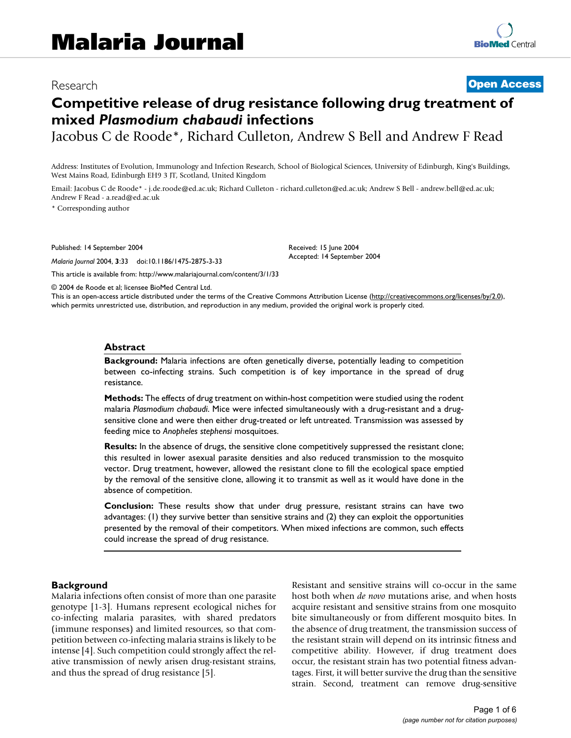Research

**Open Access**

# Competitive release of drug resistance following drug treatment of mixed *Plasmodium chabaudi* infections

Jacobus C de Roode*, Richard Culleton, Andrew S Bell and Andrew F Read

Address: Institutes of Evolution, Immunology and Infection Research, School of Biological Sciences, University of Edinburgh, King's Buildings, West Mains Road, Edinburgh EH9 3 JT, Scotland, United Kingdom

Email: Jacobus C de Roode* - j.de.roode@ed.ac.uk; Richard Culleton - richard.culleton@ed.ac.uk; Andrew S Bell - andrew.bell@ed.ac.uk; Andrew F Read - a.read@ed.ac.uk

* Corresponding author

Published: 14 September 2004

*Malaria Journal* 2004, **3**:33 doi:10.1186/1475-2875-3-33

Received: 15 June 2004
Accepted: 14 September 2004

This article is available from: http://www.malariajournal.com/content/3/1/33

© 2004 de Roode et al; licensee BioMed Central Ltd.
This is an open-access article distributed under the terms of the Creative Commons Attribution License (http://creativecommons.org/licenses/by/2.0), which permits unrestricted use, distribution, and reproduction in any medium, provided the original work is properly cited.

## Abstract

**Background:** Malaria infections are often genetically diverse, potentially leading to competition between co-infecting strains. Such competition is of key importance in the spread of drug resistance.

**Methods:** The effects of drug treatment on within-host competition were studied using the rodent malaria *Plasmodium chabaudi*. Mice were infected simultaneously with a drug-resistant and a drug-sensitive clone and were then either drug-treated or left untreated. Transmission was assessed by feeding mice to *Anopheles stephensi* mosquitoes.

**Results:** In the absence of drugs, the sensitive clone competitively suppressed the resistant clone; this resulted in lower asexual parasite densities and also reduced transmission to the mosquito vector. Drug treatment, however, allowed the resistant clone to fill the ecological space emptied by the removal of the sensitive clone, allowing it to transmit as well as it would have done in the absence of competition.

**Conclusion:** These results show that under drug pressure, resistant strains can have two advantages: (1) they survive better than sensitive strains and (2) they can exploit the opportunities presented by the removal of their competitors. When mixed infections are common, such effects could increase the spread of drug resistance.

## Background

Malaria infections often consist of more than one parasite genotype [1-3]. Humans represent ecological niches for co-infecting malaria parasites, with shared predators (immune responses) and limited resources, so that competition between co-infecting malaria strains is likely to be intense [4]. Such competition could strongly affect the relative transmission of newly arisen drug-resistant strains, and thus the spread of drug resistance [5].

Resistant and sensitive strains will co-occur in the same host both when *de novo* mutations arise, and when hosts acquire resistant and sensitive strains from one mosquito bite simultaneously or from different mosquito bites. In the absence of drug treatment, the transmission success of the resistant strain will depend on its intrinsic fitness and competitive ability. However, if drug treatment does occur, the resistant strain has two potential fitness advantages. First, it will better survive the drug than the sensitive strain. Second, treatment can remove drug-sensitive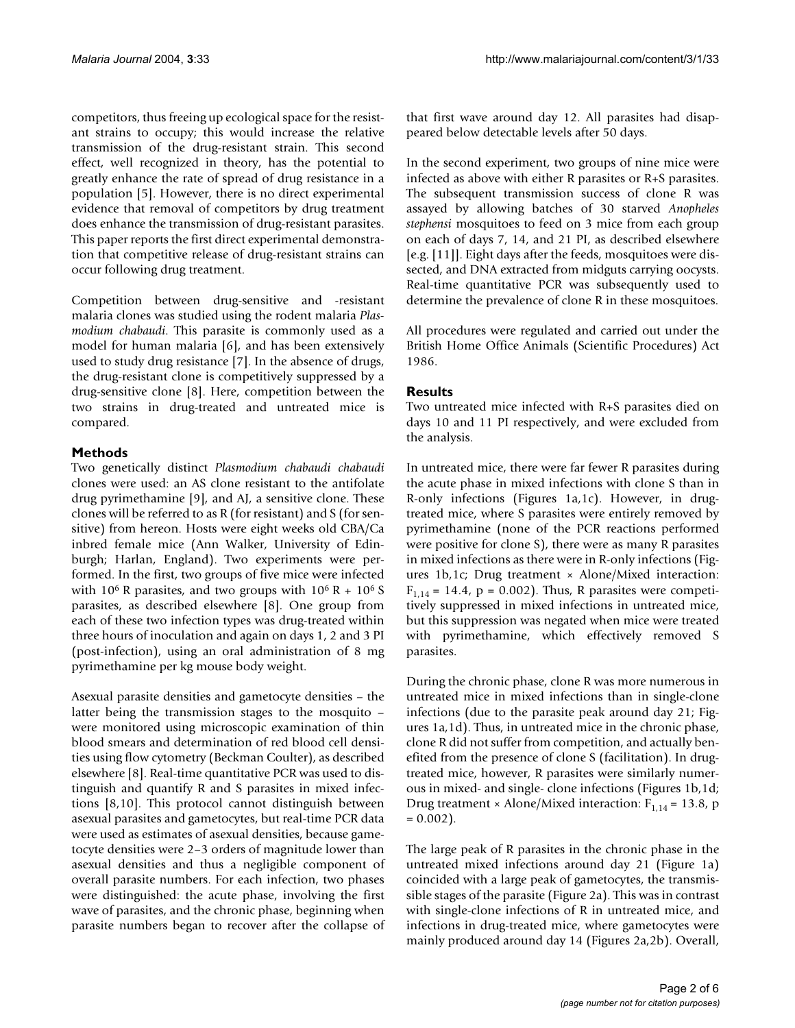competitors, thus freeing up ecological space for the resistant strains to occupy; this would increase the relative transmission of the drug-resistant strain. This second effect, well recognized in theory, has the potential to greatly enhance the rate of spread of drug resistance in a population [5]. However, there is no direct experimental evidence that removal of competitors by drug treatment does enhance the transmission of drug-resistant parasites. This paper reports the first direct experimental demonstration that competitive release of drug-resistant strains can occur following drug treatment.

Competition between drug-sensitive and -resistant malaria clones was studied using the rodent malaria *Plasmodium chabaudi*. This parasite is commonly used as a model for human malaria [6], and has been extensively used to study drug resistance [7]. In the absence of drugs, the drug-resistant clone is competitively suppressed by a drug-sensitive clone [8]. Here, competition between the two strains in drug-treated and untreated mice is compared.

## Methods

Two genetically distinct *Plasmodium chabaudi chabaudi* clones were used: an AS clone resistant to the antifolate drug pyrimethamine [9], and AJ, a sensitive clone. These clones will be referred to as R (for resistant) and S (for sensitive) from hereon. Hosts were eight weeks old CBA/Ca inbred female mice (Ann Walker, University of Edinburgh; Harlan, England). Two experiments were performed. In the first, two groups of five mice were infected with $10^6$ R parasites, and two groups with $10^6$ R + $10^6$ S parasites, as described elsewhere [8]. One group from each of these two infection types was drug-treated within three hours of inoculation and again on days 1, 2 and 3 PI (post-infection), using an oral administration of 8 mg pyrimethamine per kg mouse body weight.

Asexual parasite densities and gametocyte densities – the latter being the transmission stages to the mosquito – were monitored using microscopic examination of thin blood smears and determination of red blood cell densities using flow cytometry (Beckman Coulter), as described elsewhere [8]. Real-time quantitative PCR was used to distinguish and quantify R and S parasites in mixed infections [8,10]. This protocol cannot distinguish between asexual parasites and gametocytes, but real-time PCR data were used as estimates of asexual densities, because gametocyte densities were 2–3 orders of magnitude lower than asexual densities and thus a negligible component of overall parasite numbers. For each infection, two phases were distinguished: the acute phase, involving the first wave of parasites, and the chronic phase, beginning when parasite numbers began to recover after the collapse of that first wave around day 12. All parasites had disappeared below detectable levels after 50 days.

In the second experiment, two groups of nine mice were infected as above with either R parasites or R+S parasites. The subsequent transmission success of clone R was assayed by allowing batches of 30 starved *Anopheles stephensi* mosquitoes to feed on 3 mice from each group on each of days 7, 14, and 21 PI, as described elsewhere [e.g. [11]]. Eight days after the feeds, mosquitoes were dissected, and DNA extracted from midguts carrying oocysts. Real-time quantitative PCR was subsequently used to determine the prevalence of clone R in these mosquitoes.

All procedures were regulated and carried out under the British Home Office Animals (Scientific Procedures) Act 1986.

## Results

Two untreated mice infected with R+S parasites died on days 10 and 11 PI respectively, and were excluded from the analysis.

In untreated mice, there were far fewer R parasites during the acute phase in mixed infections with clone S than in R-only infections (Figures 1a,1c). However, in drug-treated mice, where S parasites were entirely removed by pyrimethamine (none of the PCR reactions performed were positive for clone S), there were as many R parasites in mixed infections as there were in R-only infections (Figures 1b,1c; Drug treatment × Alone/Mixed interaction: $F_{1,14} = 14.4$, $p = 0.002$). Thus, R parasites were competitively suppressed in mixed infections in untreated mice, but this suppression was negated when mice were treated with pyrimethamine, which effectively removed S parasites.

During the chronic phase, clone R was more numerous in untreated mice in mixed infections than in single-clone infections (due to the parasite peak around day 21; Figures 1a,1d). Thus, in untreated mice in the chronic phase, clone R did not suffer from competition, and actually benefited from the presence of clone S (facilitation). In drug-treated mice, however, R parasites were similarly numerous in mixed- and single- clone infections (Figures 1b,1d; Drug treatment × Alone/Mixed interaction: $F_{1,14} = 13.8$, $p = 0.002$).

The large peak of R parasites in the chronic phase in the untreated mixed infections around day 21 (Figure 1a) coincided with a large peak of gametocytes, the transmissible stages of the parasite (Figure 2a). This was in contrast with single-clone infections of R in untreated mice, and infections in drug-treated mice, where gametocytes were mainly produced around day 14 (Figures 2a,2b). Overall,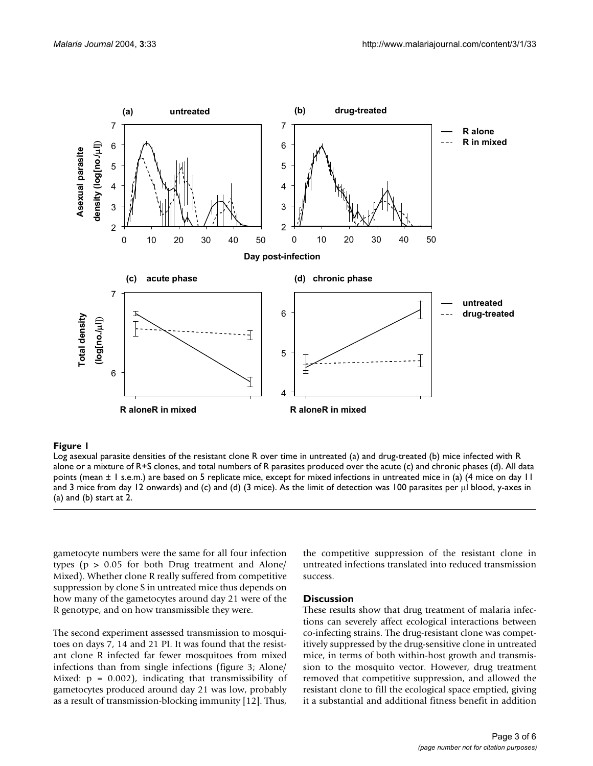**Figure 1**

Log asexual parasite densities of the resistant clone R over time in untreated (a) and drug-treated (b) mice infected with R alone or a mixture of R+S clones, and total numbers of R parasites produced over the acute (c) and chronic phases (d). All data points (mean ± 1 s.e.m.) are based on 5 replicate mice, except for mixed infections in untreated mice in (a) (4 mice on day 11 and 3 mice from day 12 onwards) and (c) and (d) (3 mice). As the limit of detection was 100 parasites per μl blood, y-axes in (a) and (b) start at 2.

gametocyte numbers were the same for all four infection types ($p > 0.05$ for both Drug treatment and Alone/Mixed). Whether clone R really suffered from competitive suppression by clone S in untreated mice thus depends on how many of the gametocytes around day 21 were of the R genotype, and on how transmissible they were.

The second experiment assessed transmission to mosquitoes on days 7, 14 and 21 PI. It was found that the resistant clone R infected far fewer mosquitoes from mixed infections than from single infections (figure 3; Alone/Mixed: $p = 0.002$), indicating that transmissibility of gametocytes produced around day 21 was low, probably as a result of transmission-blocking immunity [12]. Thus, the competitive suppression of the resistant clone in untreated infections translated into reduced transmission success.

## Discussion

These results show that drug treatment of malaria infections can severely affect ecological interactions between co-infecting strains. The drug-resistant clone was competitively suppressed by the drug-sensitive clone in untreated mice, in terms of both within-host growth and transmission to the mosquito vector. However, drug treatment removed that competitive suppression, and allowed the resistant clone to fill the ecological space emptied, giving it a substantial and additional fitness benefit in addition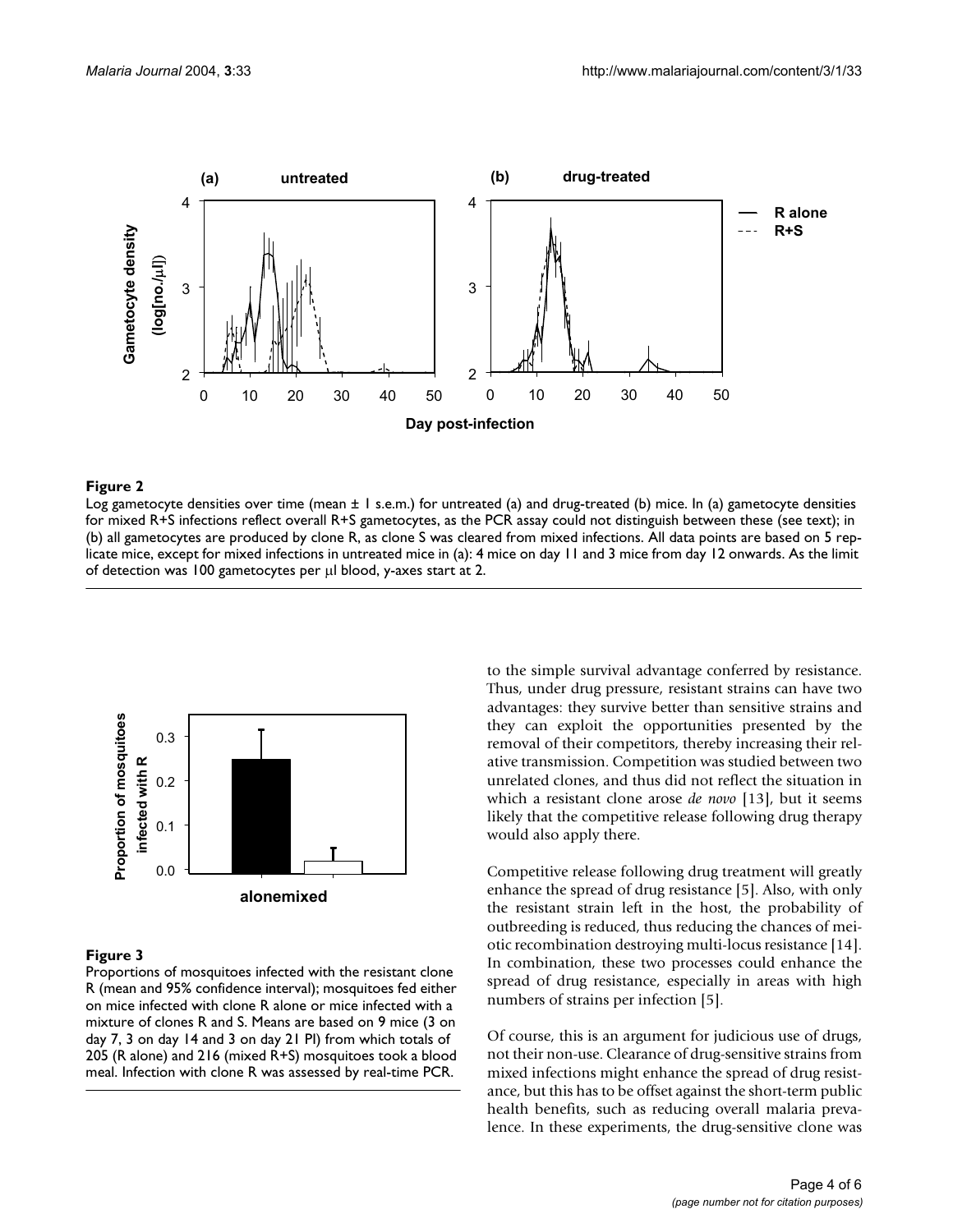**Figure 2**

Log gametocyte densities over time (mean ± 1 s.e.m.) for untreated (a) and drug-treated (b) mice. In (a) gametocyte densities for mixed R+S infections reflect overall R+S gametocytes, as the PCR assay could not distinguish between these (see text); in (b) all gametocytes are produced by clone R, as clone S was cleared from mixed infections. All data points are based on 5 replicate mice, except for mixed infections in untreated mice in (a): 4 mice on day 11 and 3 mice from day 12 onwards. As the limit of detection was 100 gametocytes per μl blood, y-axes start at 2.

**Figure 3**

Proportions of mosquitoes infected with the resistant clone R (mean and 95% confidence interval); mosquitoes fed either on mice infected with clone R alone or mice infected with a mixture of clones R and S. Means are based on 9 mice (3 on day 7, 3 on day 14 and 3 on day 21 PI) from which totals of 205 (R alone) and 216 (mixed R+S) mosquitoes took a blood meal. Infection with clone R was assessed by real-time PCR.

to the simple survival advantage conferred by resistance. Thus, under drug pressure, resistant strains can have two advantages: they survive better than sensitive strains and they can exploit the opportunities presented by the removal of their competitors, thereby increasing their relative transmission. Competition was studied between two unrelated clones, and thus did not reflect the situation in which a resistant clone arose *de novo* [13], but it seems likely that the competitive release following drug therapy would also apply there.

Competitive release following drug treatment will greatly enhance the spread of drug resistance [5]. Also, with only the resistant strain left in the host, the probability of outbreeding is reduced, thus reducing the chances of meiotic recombination destroying multi-locus resistance [14]. In combination, these two processes could enhance the spread of drug resistance, especially in areas with high numbers of strains per infection [5].

Of course, this is an argument for judicious use of drugs, not their non-use. Clearance of drug-sensitive strains from mixed infections might enhance the spread of drug resistance, but this has to be offset against the short-term public health benefits, such as reducing overall malaria prevalence. In these experiments, the drug-sensitive clone was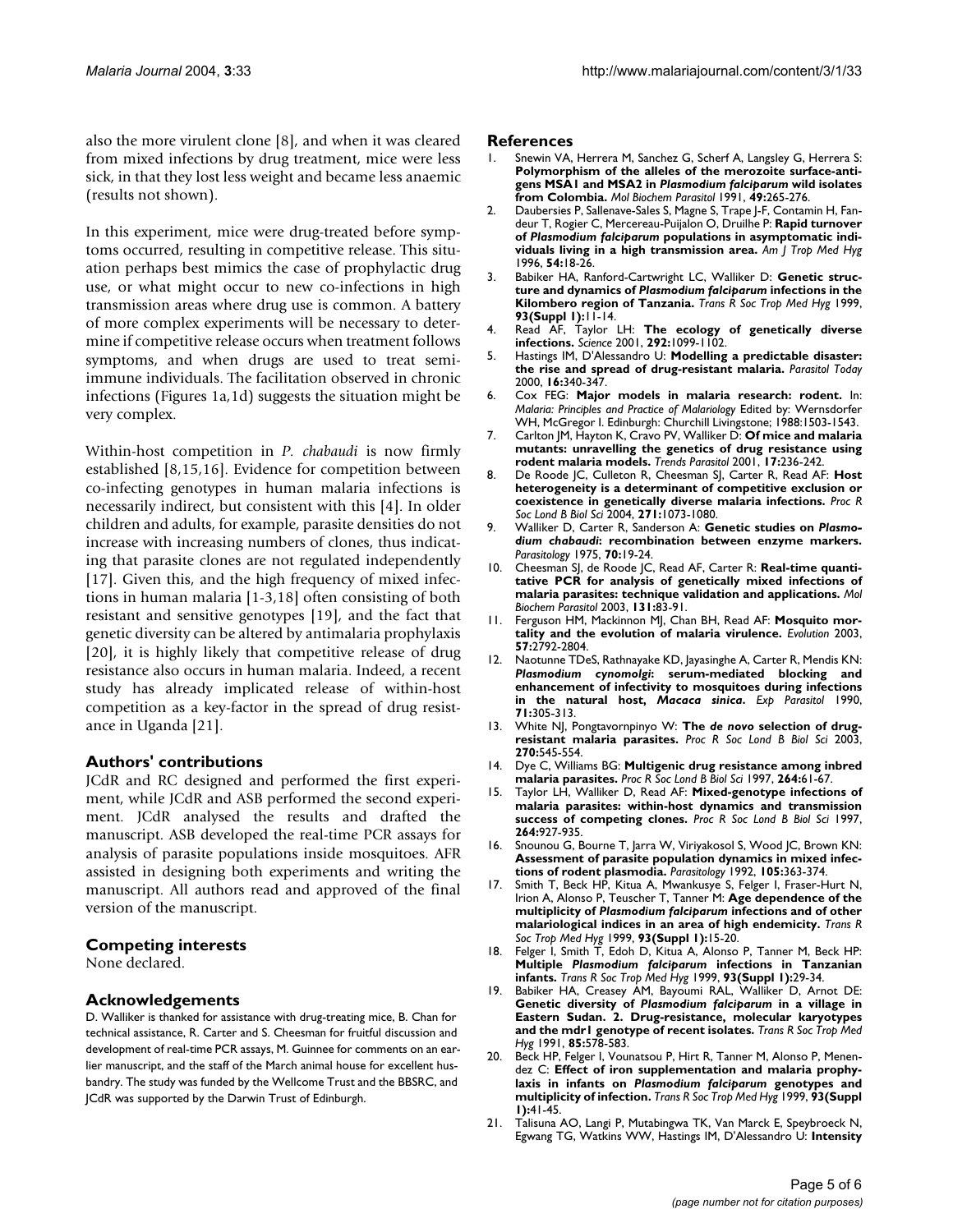also the more virulent clone [8], and when it was cleared from mixed infections by drug treatment, mice were less sick, in that they lost less weight and became less anaemic (results not shown).

In this experiment, mice were drug-treated before symptoms occurred, resulting in competitive release. This situation perhaps best mimics the case of prophylactic drug use, or what might occur to new co-infections in high transmission areas where drug use is common. A battery of more complex experiments will be necessary to determine if competitive release occurs when treatment follows symptoms, and when drugs are used to treat semi-immune individuals. The facilitation observed in chronic infections (Figures 1a,1d) suggests the situation might be very complex.

Within-host competition in *P. chabaudi* is now firmly established [8,15,16]. Evidence for competition between co-infecting genotypes in human malaria infections is necessarily indirect, but consistent with this [4]. In older children and adults, for example, parasite densities do not increase with increasing numbers of clones, thus indicating that parasite clones are not regulated independently [17]. Given this, and the high frequency of mixed infections in human malaria [1-3,18] often consisting of both resistant and sensitive genotypes [19], and the fact that genetic diversity can be altered by antimalaria prophylaxis [20], it is highly likely that competitive release of drug resistance also occurs in human malaria. Indeed, a recent study has already implicated release of within-host competition as a key-factor in the spread of drug resistance in Uganda [21].

## Authors' contributions

JCdR and RC designed and performed the first experiment, while JCdR and ASB performed the second experiment. JCdR analysed the results and drafted the manuscript. ASB developed the real-time PCR assays for analysis of parasite populations inside mosquitoes. AFR assisted in designing both experiments and writing the manuscript. All authors read and approved of the final version of the manuscript.

## Competing interests

None declared.

## Acknowledgements

D. Walliker is thanked for assistance with drug-treating mice, B. Chan for technical assistance, R. Carter and S. Cheesman for fruitful discussion and development of real-time PCR assays, M. Guinnee for comments on an earlier manuscript, and the staff of the March animal house for excellent husbandry. The study was funded by the Wellcome Trust and the BBSRC, and JCdR was supported by the Darwin Trust of Edinburgh.

## References

1. Snewin VA, Herrera M, Sanchez G, Scherf A, Langsley G, Herrera S: **Polymorphism of the alleles of the merozoite surface-antigens MSA1 and MSA2 in *Plasmodium falciparum* wild isolates from Colombia.** *Mol Biochem Parasitol* 1991, **49:**265-276.
2. Daubersies P, Sallenave-Sales S, Magne S, Trape J-F, Contamin H, Fandeur T, Rogier C, Mercereau-Puijalon O, Druilhe P: **Rapid turnover of *Plasmodium falciparum* populations in asymptomatic individuals living in a high transmission area.** *Am J Trop Med Hyg* 1996, **54:**18-26.
3. Babiker HA, Ranford-Cartwright LC, Walliker D: **Genetic structure and dynamics of *Plasmodium falciparum* infections in the Kilombero region of Tanzania.** *Trans R Soc Trop Med Hyg* 1999, **93(Suppl 1):**11-14.
4. Read AF, Taylor LH: **The ecology of genetically diverse infections.** *Science* 2001, **292:**1099-1102.
5. Hastings IM, D'Alessandro U: **Modelling a predictable disaster: the rise and spread of drug-resistant malaria.** *Parasitol Today* 2000, **16:**340-347.
6. Cox FEG: **Major models in malaria research: rodent.** In: *Malaria: Principles and Practice of Malariology* Edited by: Wernsdorfer WH, McGregor I. Edinburgh: Churchill Livingstone; 1988:1503-1543.
7. Carlton JM, Hayton K, Cravo PV, Walliker D: **Of mice and malaria mutants: unravelling the genetics of drug resistance using rodent malaria models.** *Trends Parasitol* 2001, **17:**236-242.
8. De Roode JC, Culleton R, Cheesman SJ, Carter R, Read AF: **Host heterogeneity is a determinant of competitive exclusion or coexistence in genetically diverse malaria infections.** *Proc R Soc Lond B Biol Sci* 2004, **271:**1073-1080.
9. Walliker D, Carter R, Sanderson A: **Genetic studies on *Plasmodium chabaudi*: recombination between enzyme markers.** *Parasitology* 1975, **70:**19-24.
10. Cheesman SJ, de Roode JC, Read AF, Carter R: **Real-time quantitative PCR for analysis of genetically mixed infections of malaria parasites: technique validation and applications.** *Mol Biochem Parasitol* 2003, **131:**83-91.
11. Ferguson HM, Mackinnon MJ, Chan BH, Read AF: **Mosquito mortality and the evolution of malaria virulence.** *Evolution* 2003, **57:**2792-2804.
12. Naotunne TDeS, Rathnayake KD, Jayasinghe A, Carter R, Mendis KN: ***Plasmodium cynomolgi*: serum-mediated blocking and enhancement of infectivity to mosquitoes during infections in the natural host, *Macaca sinica*.** *Exp Parasitol* 1990, **71:**305-313.
13. White NJ, Pongtavornpinyo W: **The *de novo* selection of drug-resistant malaria parasites.** *Proc R Soc Lond B Biol Sci* 2003, **270:**545-554.
14. Dye C, Williams BG: **Multigenic drug resistance among inbred malaria parasites.** *Proc R Soc Lond B Biol Sci* 1997, **264:**61-67.
15. Taylor LH, Walliker D, Read AF: **Mixed-genotype infections of malaria parasites: within-host dynamics and transmission success of competing clones.** *Proc R Soc Lond B Biol Sci* 1997, **264:**927-935.
16. Snounou G, Bourne T, Jarra W, Viriyakosol S, Wood JC, Brown KN: **Assessment of parasite population dynamics in mixed infections of rodent plasmodia.** *Parasitology* 1992, **105:**363-374.
17. Smith T, Beck HP, Kitua A, Mwankusye S, Felger I, Fraser-Hurt N, Irion A, Alonso P, Teuscher T, Tanner M: **Age dependence of the multiplicity of *Plasmodium falciparum* infections and of other malariological indices in an area of high endemicity.** *Trans R Soc Trop Med Hyg* 1999, **93(Suppl 1):**15-20.
18. Felger I, Smith T, Edoh D, Kitua A, Alonso P, Tanner M, Beck HP: **Multiple *Plasmodium falciparum* infections in Tanzanian infants.** *Trans R Soc Trop Med Hyg* 1999, **93(Suppl 1):**29-34.
19. Babiker HA, Creasey AM, Bayoumi RAL, Walliker D, Arnot DE: **Genetic diversity of *Plasmodium falciparum* in a village in Eastern Sudan. 2. Drug-resistance, molecular karyotypes and the mdr1 genotype of recent isolates.** *Trans R Soc Trop Med Hyg* 1991, **85:**578-583.
20. Beck HP, Felger I, Vounatsou P, Hirt R, Tanner M, Alonso P, Menendez C: **Effect of iron supplementation and malaria prophylaxis in infants on *Plasmodium falciparum* genotypes and multiplicity of infection.** *Trans R Soc Trop Med Hyg* 1999, **93(Suppl 1):**41-45.
21. Talisuna AO, Langi P, Mutabingwa TK, Van Marck E, Speybroeck N, Egwang TG, Watkins WW, Hastings IM, D'Alessandro U: **Intensity**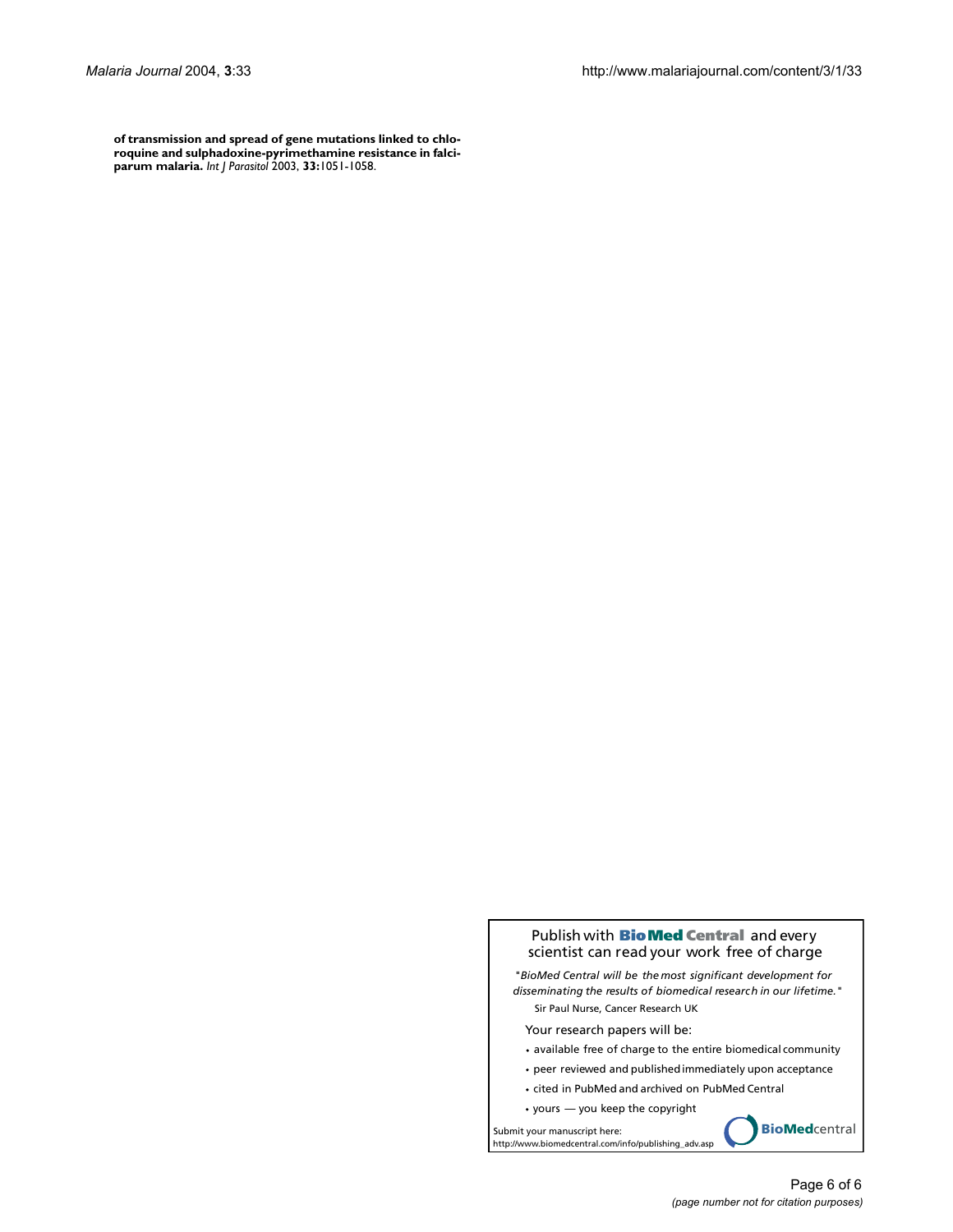**of transmission and spread of gene mutations linked to chloroquine and sulphadoxine-pyrimethamine resistance in falciparum malaria.** *Int J Parasitol* 2003, **33:**1051-1058.

Publish with **BioMed Central** and every scientist can read your work free of charge

*"BioMed Central will be the most significant development for disseminating the results of biomedical research in our lifetime."*

Sir Paul Nurse, Cancer Research UK

Your research papers will be:

- available free of charge to the entire biomedical community
- peer reviewed and published immediately upon acceptance
- cited in PubMed and archived on PubMed Central
- yours — you keep the copyright

Submit your manuscript here:
http://www.biomedcentral.com/info/publishing_adv.asp

**BioMed**central